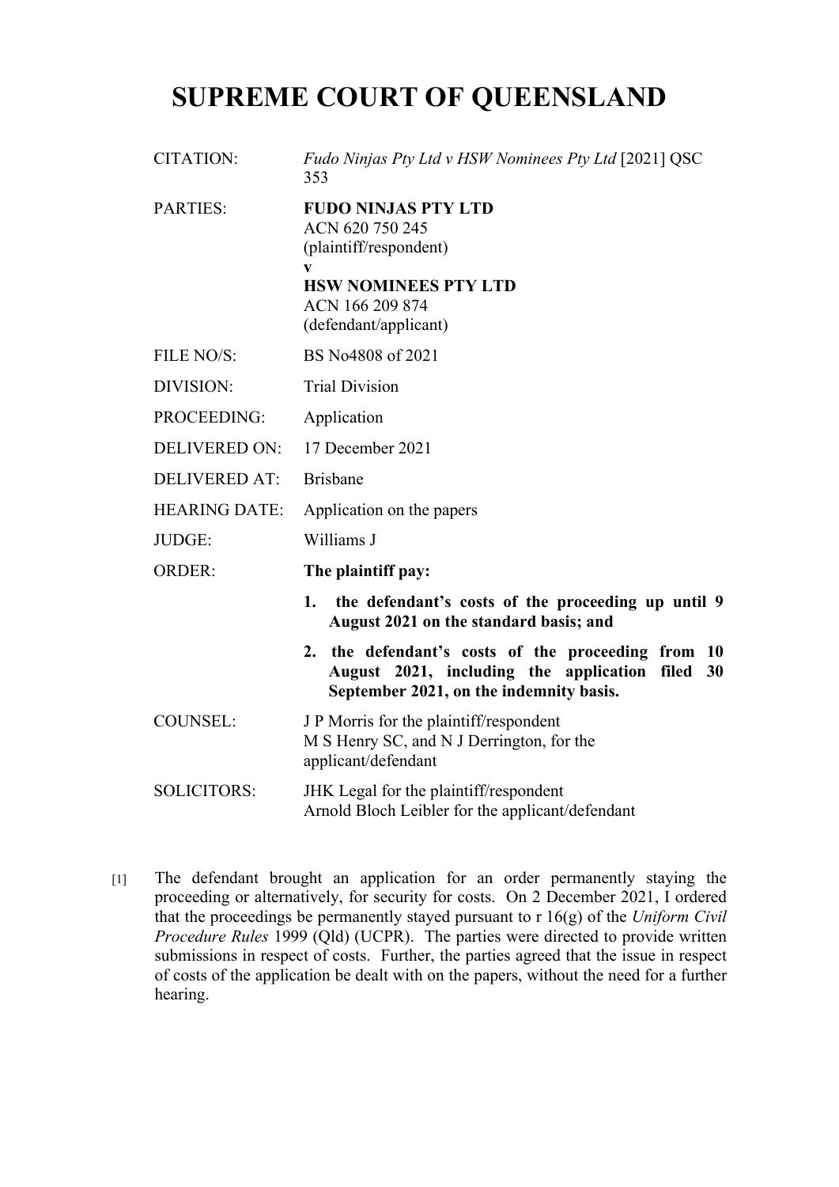# SUPREME COURT OF QUEENSLAND

| | |
|---|---|
| CITATION: | *Fudo Ninjas Pty Ltd v HSW Nominees Pty Ltd* [2021] QSC 353 |
| PARTIES: | **FUDO NINJAS PTY LTD**<br>ACN 620 750 245<br>(plaintiff/respondent)<br>**v**<br>**HSW NOMINEES PTY LTD**<br>ACN 166 209 874<br>(defendant/applicant) |
| FILE NO/S: | BS No4808 of 2021 |
| DIVISION: | Trial Division |
| PROCEEDING: | Application |
| DELIVERED ON: | 17 December 2021 |
| DELIVERED AT: | Brisbane |
| HEARING DATE: | Application on the papers |
| JUDGE: | Williams J |
| ORDER: | **The plaintiff pay:**<br>**1. the defendant's costs of the proceeding up until 9 August 2021 on the standard basis; and**<br>**2. the defendant's costs of the proceeding from 10 August 2021, including the application filed 30 September 2021, on the indemnity basis.** |
| COUNSEL: | J P Morris for the plaintiff/respondent<br>M S Henry SC, and N J Derrington, for the applicant/defendant |
| SOLICITORS: | JHK Legal for the plaintiff/respondent<br>Arnold Bloch Leibler for the applicant/defendant |

[1] The defendant brought an application for an order permanently staying the proceeding or alternatively, for security for costs. On 2 December 2021, I ordered that the proceedings be permanently stayed pursuant to r 16(g) of the *Uniform Civil Procedure Rules* 1999 (Qld) (UCPR). The parties were directed to provide written submissions in respect of costs. Further, the parties agreed that the issue in respect of costs of the application be dealt with on the papers, without the need for a further hearing.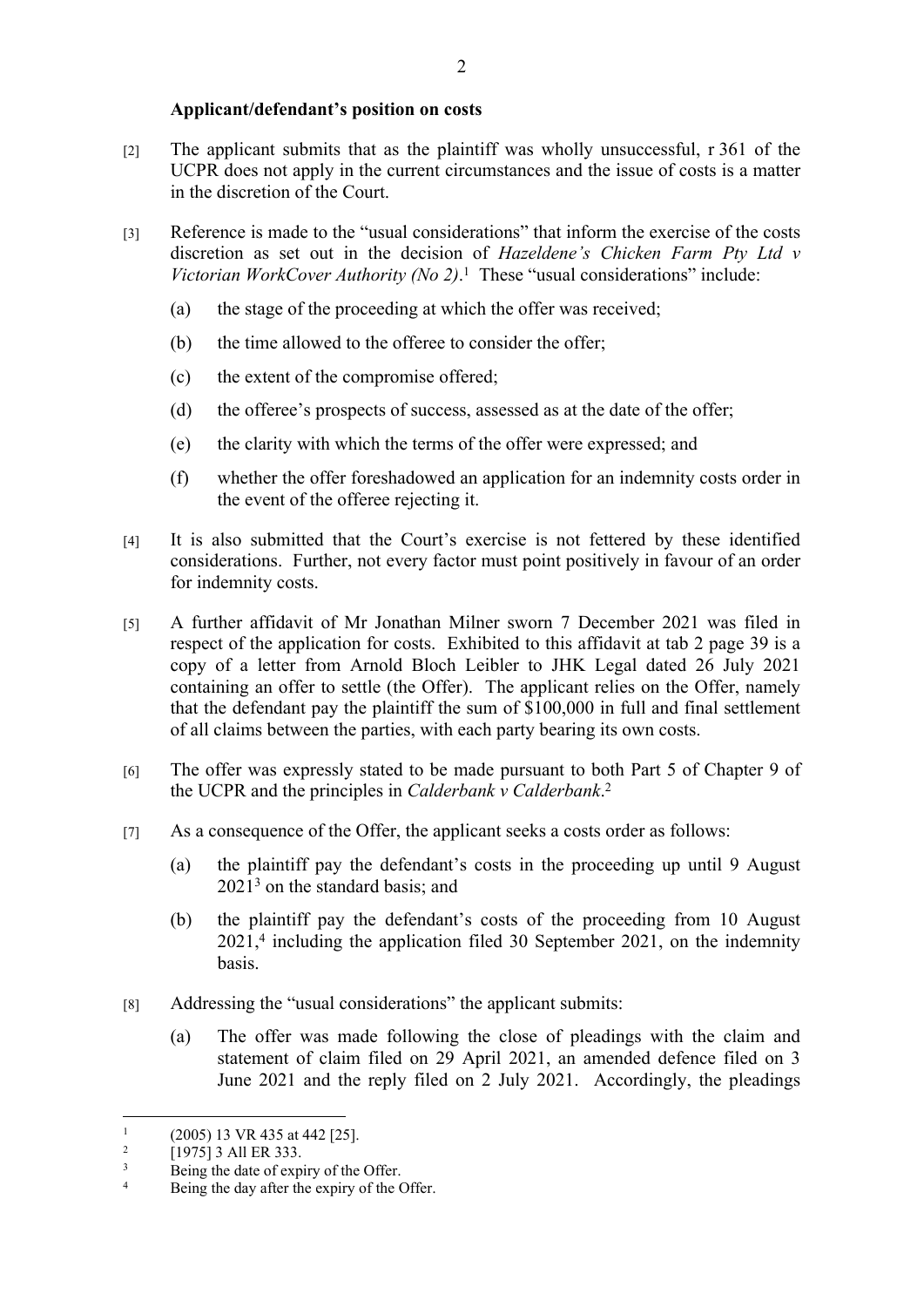**Applicant/defendant's position on costs**

[2] The applicant submits that as the plaintiff was wholly unsuccessful, r 361 of the UCPR does not apply in the current circumstances and the issue of costs is a matter in the discretion of the Court.

[3] Reference is made to the "usual considerations" that inform the exercise of the costs discretion as set out in the decision of *Hazeldene's Chicken Farm Pty Ltd v Victorian WorkCover Authority (No 2)*.[1] These "usual considerations" include:

(a) the stage of the proceeding at which the offer was received;

(b) the time allowed to the offeree to consider the offer;

(c) the extent of the compromise offered;

(d) the offeree's prospects of success, assessed as at the date of the offer;

(e) the clarity with which the terms of the offer were expressed; and

(f) whether the offer foreshadowed an application for an indemnity costs order in the event of the offeree rejecting it.

[4] It is also submitted that the Court's exercise is not fettered by these identified considerations. Further, not every factor must point positively in favour of an order for indemnity costs.

[5] A further affidavit of Mr Jonathan Milner sworn 7 December 2021 was filed in respect of the application for costs. Exhibited to this affidavit at tab 2 page 39 is a copy of a letter from Arnold Bloch Leibler to JHK Legal dated 26 July 2021 containing an offer to settle (the Offer). The applicant relies on the Offer, namely that the defendant pay the plaintiff the sum of $100,000 in full and final settlement of all claims between the parties, with each party bearing its own costs.

[6] The offer was expressly stated to be made pursuant to both Part 5 of Chapter 9 of the UCPR and the principles in *Calderbank v Calderbank*.[2]

[7] As a consequence of the Offer, the applicant seeks a costs order as follows:

(a) the plaintiff pay the defendant's costs in the proceeding up until 9 August 2021[3] on the standard basis; and

(b) the plaintiff pay the defendant's costs of the proceeding from 10 August 2021,[4] including the application filed 30 September 2021, on the indemnity basis.

[8] Addressing the "usual considerations" the applicant submits:

(a) The offer was made following the close of pleadings with the claim and statement of claim filed on 29 April 2021, an amended defence filed on 3 June 2021 and the reply filed on 2 July 2021. Accordingly, the pleadings

---

[1] (2005) 13 VR 435 at 442 [25].

[2] [1975] 3 All ER 333.

[3] Being the date of expiry of the Offer.

[4] Being the day after the expiry of the Offer.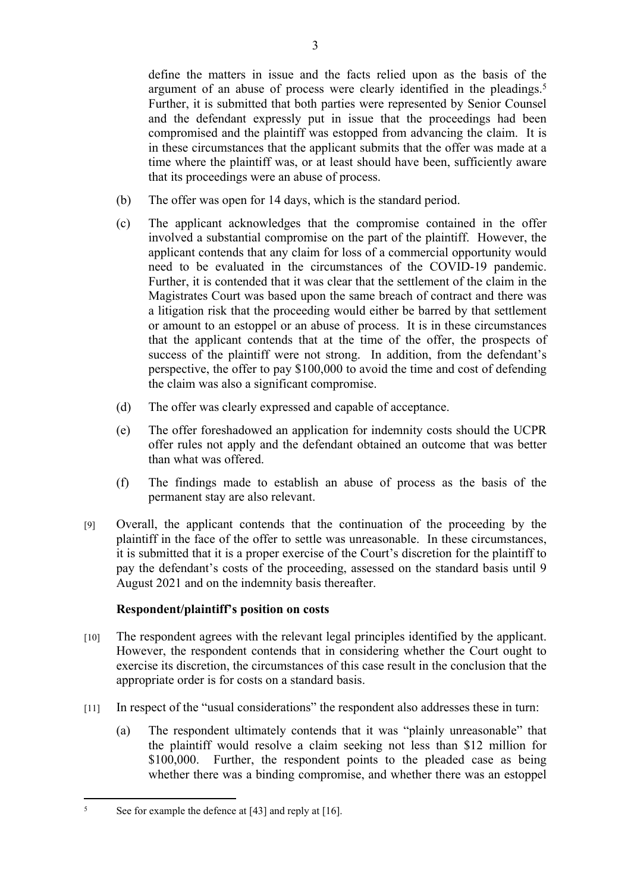define the matters in issue and the facts relied upon as the basis of the argument of an abuse of process were clearly identified in the pleadings.[5] Further, it is submitted that both parties were represented by Senior Counsel and the defendant expressly put in issue that the proceedings had been compromised and the plaintiff was estopped from advancing the claim. It is in these circumstances that the applicant submits that the offer was made at a time where the plaintiff was, or at least should have been, sufficiently aware that its proceedings were an abuse of process.

(b) The offer was open for 14 days, which is the standard period.

(c) The applicant acknowledges that the compromise contained in the offer involved a substantial compromise on the part of the plaintiff. However, the applicant contends that any claim for loss of a commercial opportunity would need to be evaluated in the circumstances of the COVID-19 pandemic. Further, it is contended that it was clear that the settlement of the claim in the Magistrates Court was based upon the same breach of contract and there was a litigation risk that the proceeding would either be barred by that settlement or amount to an estoppel or an abuse of process. It is in these circumstances that the applicant contends that at the time of the offer, the prospects of success of the plaintiff were not strong. In addition, from the defendant's perspective, the offer to pay $100,000 to avoid the time and cost of defending the claim was also a significant compromise.

(d) The offer was clearly expressed and capable of acceptance.

(e) The offer foreshadowed an application for indemnity costs should the UCPR offer rules not apply and the defendant obtained an outcome that was better than what was offered.

(f) The findings made to establish an abuse of process as the basis of the permanent stay are also relevant.

[9] Overall, the applicant contends that the continuation of the proceeding by the plaintiff in the face of the offer to settle was unreasonable. In these circumstances, it is submitted that it is a proper exercise of the Court's discretion for the plaintiff to pay the defendant's costs of the proceeding, assessed on the standard basis until 9 August 2021 and on the indemnity basis thereafter.

### Respondent/plaintiff's position on costs

[10] The respondent agrees with the relevant legal principles identified by the applicant. However, the respondent contends that in considering whether the Court ought to exercise its discretion, the circumstances of this case result in the conclusion that the appropriate order is for costs on a standard basis.

[11] In respect of the "usual considerations" the respondent also addresses these in turn:

(a) The respondent ultimately contends that it was "plainly unreasonable" that the plaintiff would resolve a claim seeking not less than $12 million for $100,000. Further, the respondent points to the pleaded case as being whether there was a binding compromise, and whether there was an estoppel

---

[5] See for example the defence at [43] and reply at [16].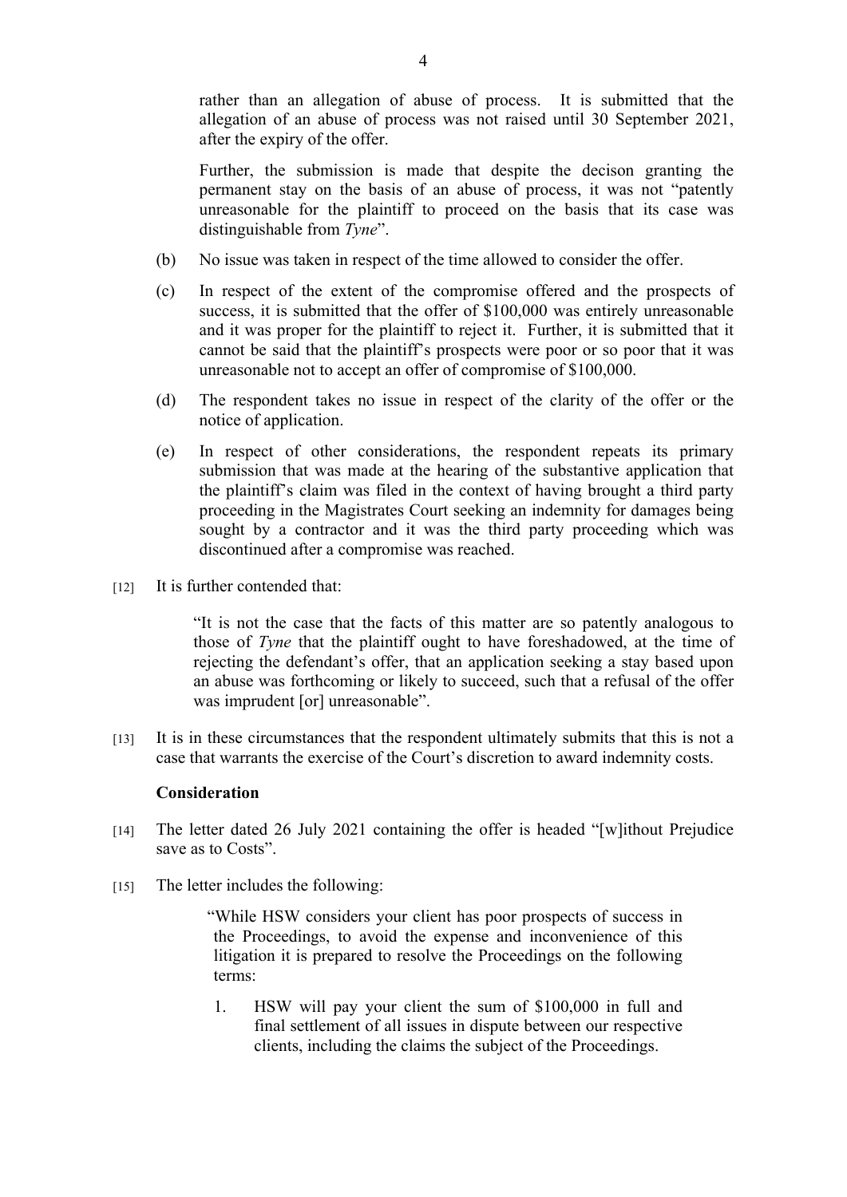rather than an allegation of abuse of process. It is submitted that the allegation of an abuse of process was not raised until 30 September 2021, after the expiry of the offer.

Further, the submission is made that despite the decison granting the permanent stay on the basis of an abuse of process, it was not "patently unreasonable for the plaintiff to proceed on the basis that its case was distinguishable from *Tyne*".

(b) No issue was taken in respect of the time allowed to consider the offer.

(c) In respect of the extent of the compromise offered and the prospects of success, it is submitted that the offer of $100,000 was entirely unreasonable and it was proper for the plaintiff to reject it. Further, it is submitted that it cannot be said that the plaintiff's prospects were poor or so poor that it was unreasonable not to accept an offer of compromise of $100,000.

(d) The respondent takes no issue in respect of the clarity of the offer or the notice of application.

(e) In respect of other considerations, the respondent repeats its primary submission that was made at the hearing of the substantive application that the plaintiff's claim was filed in the context of having brought a third party proceeding in the Magistrates Court seeking an indemnity for damages being sought by a contractor and it was the third party proceeding which was discontinued after a compromise was reached.

[12] It is further contended that:

> "It is not the case that the facts of this matter are so patently analogous to those of *Tyne* that the plaintiff ought to have foreshadowed, at the time of rejecting the defendant's offer, that an application seeking a stay based upon an abuse was forthcoming or likely to succeed, such that a refusal of the offer was imprudent [or] unreasonable".

[13] It is in these circumstances that the respondent ultimately submits that this is not a case that warrants the exercise of the Court's discretion to award indemnity costs.

**Consideration**

[14] The letter dated 26 July 2021 containing the offer is headed "[w]ithout Prejudice save as to Costs".

[15] The letter includes the following:

> "While HSW considers your client has poor prospects of success in the Proceedings, to avoid the expense and inconvenience of this litigation it is prepared to resolve the Proceedings on the following terms:
>
> 1. HSW will pay your client the sum of $100,000 in full and final settlement of all issues in dispute between our respective clients, including the claims the subject of the Proceedings.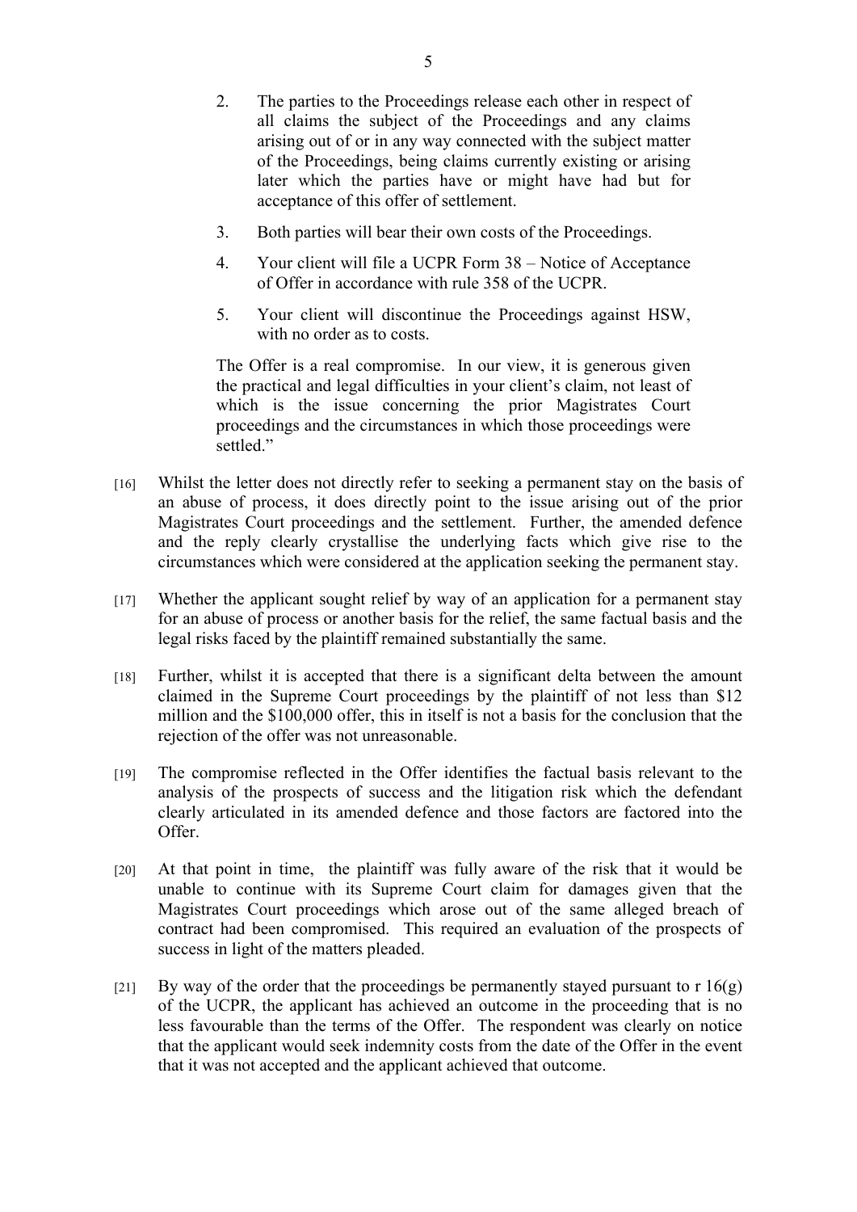2. The parties to the Proceedings release each other in respect of all claims the subject of the Proceedings and any claims arising out of or in any way connected with the subject matter of the Proceedings, being claims currently existing or arising later which the parties have or might have had but for acceptance of this offer of settlement.

3. Both parties will bear their own costs of the Proceedings.

4. Your client will file a UCPR Form 38 – Notice of Acceptance of Offer in accordance with rule 358 of the UCPR.

5. Your client will discontinue the Proceedings against HSW, with no order as to costs.

The Offer is a real compromise. In our view, it is generous given the practical and legal difficulties in your client's claim, not least of which is the issue concerning the prior Magistrates Court proceedings and the circumstances in which those proceedings were settled."

[16] Whilst the letter does not directly refer to seeking a permanent stay on the basis of an abuse of process, it does directly point to the issue arising out of the prior Magistrates Court proceedings and the settlement. Further, the amended defence and the reply clearly crystallise the underlying facts which give rise to the circumstances which were considered at the application seeking the permanent stay.

[17] Whether the applicant sought relief by way of an application for a permanent stay for an abuse of process or another basis for the relief, the same factual basis and the legal risks faced by the plaintiff remained substantially the same.

[18] Further, whilst it is accepted that there is a significant delta between the amount claimed in the Supreme Court proceedings by the plaintiff of not less than $12 million and the $100,000 offer, this in itself is not a basis for the conclusion that the rejection of the offer was not unreasonable.

[19] The compromise reflected in the Offer identifies the factual basis relevant to the analysis of the prospects of success and the litigation risk which the defendant clearly articulated in its amended defence and those factors are factored into the Offer.

[20] At that point in time, the plaintiff was fully aware of the risk that it would be unable to continue with its Supreme Court claim for damages given that the Magistrates Court proceedings which arose out of the same alleged breach of contract had been compromised. This required an evaluation of the prospects of success in light of the matters pleaded.

[21] By way of the order that the proceedings be permanently stayed pursuant to r 16(g) of the UCPR, the applicant has achieved an outcome in the proceeding that is no less favourable than the terms of the Offer. The respondent was clearly on notice that the applicant would seek indemnity costs from the date of the Offer in the event that it was not accepted and the applicant achieved that outcome.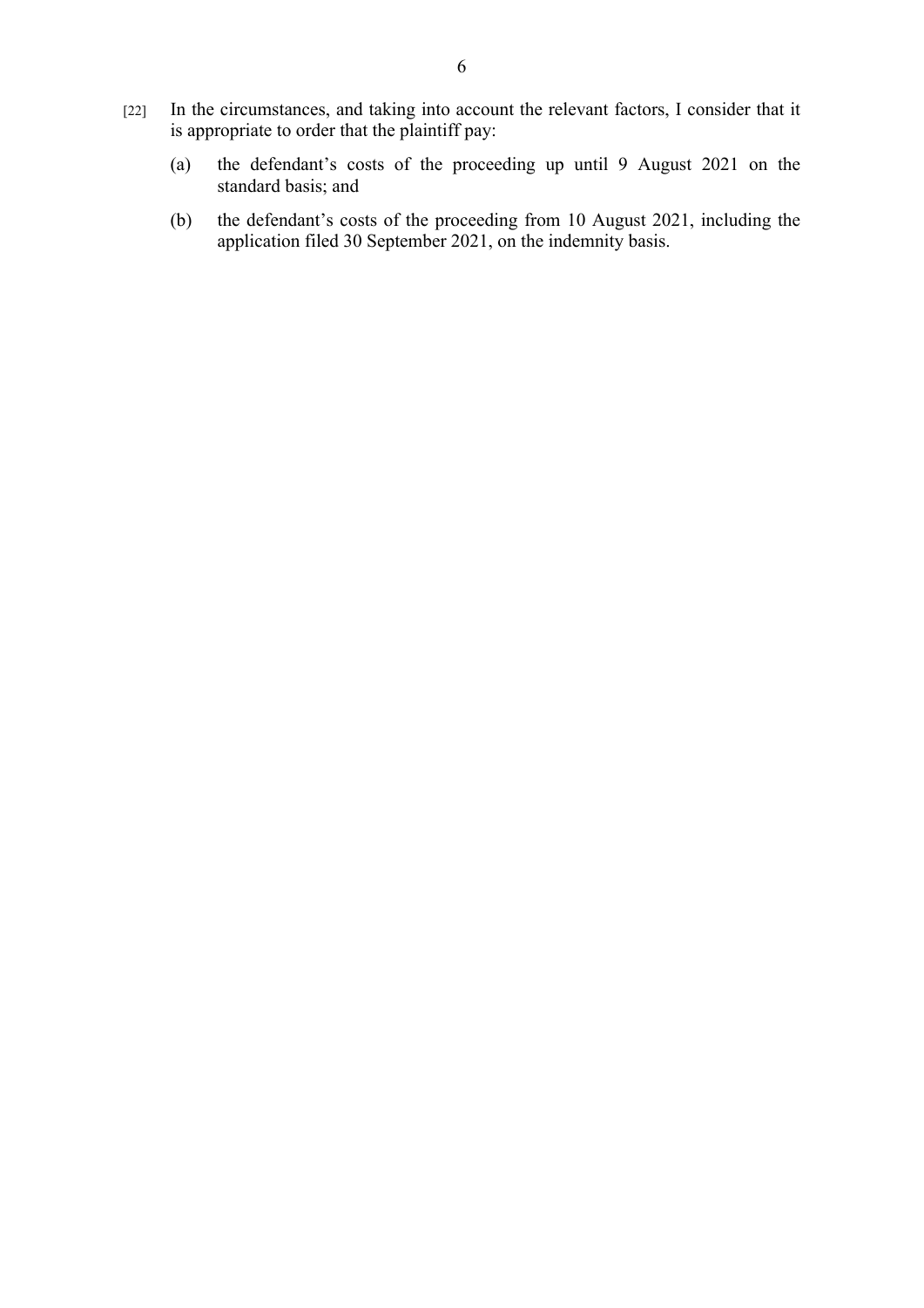[22] In the circumstances, and taking into account the relevant factors, I consider that it is appropriate to order that the plaintiff pay:

(a) the defendant's costs of the proceeding up until 9 August 2021 on the standard basis; and

(b) the defendant's costs of the proceeding from 10 August 2021, including the application filed 30 September 2021, on the indemnity basis.